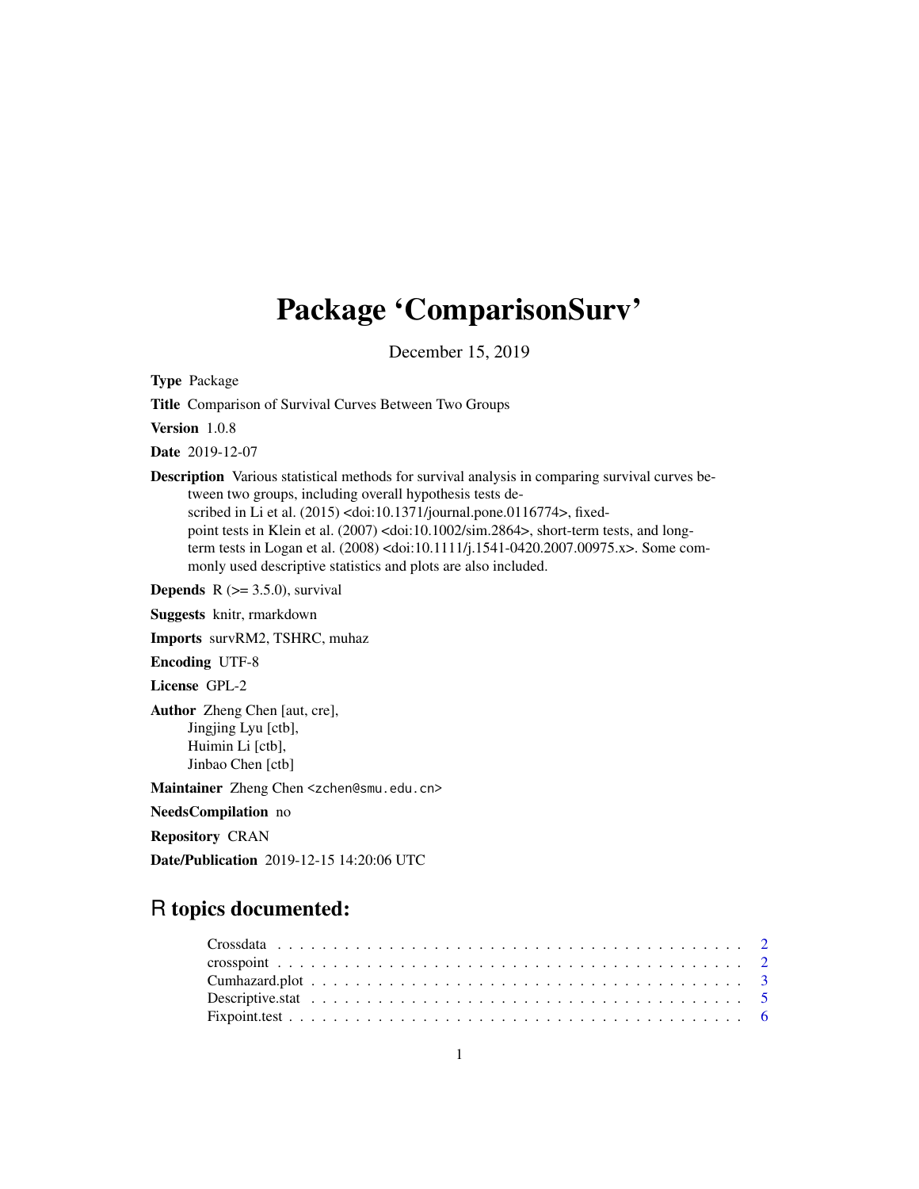# Package 'ComparisonSurv'

December 15, 2019

**Type** Package

**Title** Comparison of Survival Curves Between Two Groups

**Version** 1.0.8

**Date** 2019-12-07

**Description** Various statistical methods for survival analysis in comparing survival curves between two groups, including overall hypothesis tests described in Li et al. (2015) <doi:10.1371/journal.pone.0116774>, fixed-point tests in Klein et al. (2007) <doi:10.1002/sim.2864>, short-term tests, and long-term tests in Logan et al. (2008) <doi:10.1111/j.1541-0420.2007.00975.x>. Some commonly used descriptive statistics and plots are also included.

**Depends** R (>= 3.5.0), survival

**Suggests** knitr, rmarkdown

**Imports** survRM2, TSHRC, muhaz

**Encoding** UTF-8

**License** GPL-2

**Author** Zheng Chen [aut, cre],
Jingjing Lyu [ctb],
Huimin Li [ctb],
Jinbao Chen [ctb]

**Maintainer** Zheng Chen <zchen@smu.edu.cn>

**NeedsCompilation** no

**Repository** CRAN

**Date/Publication** 2019-12-15 14:20:06 UTC

## R topics documented:

| | |
|---|---|
| Crossdata | 2 |
| crosspoint | 2 |
| Cumhazard.plot | 3 |
| Descriptive.stat | 5 |
| Fixpoint.test | 6 |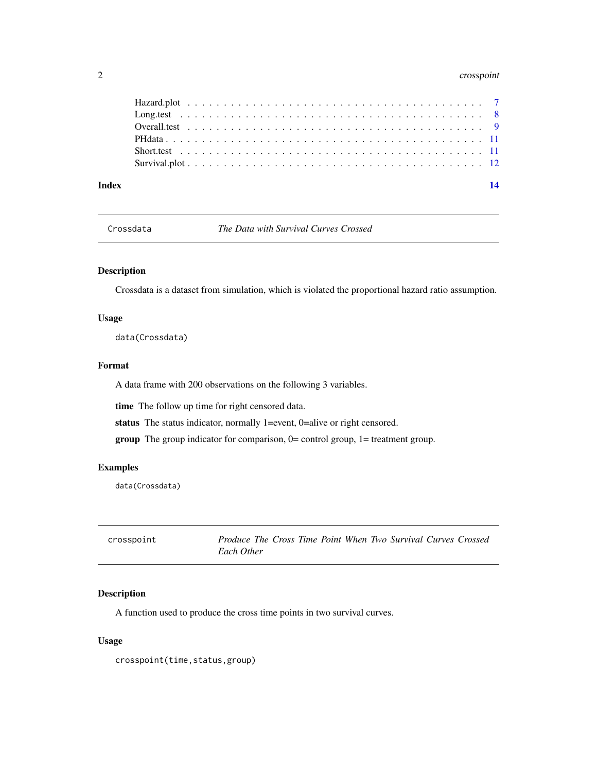Hazard.plot . . . . . . . . . . . . . . . . . . . . . . . . . . . . . . . . . . . . . . . 7
Long.test . . . . . . . . . . . . . . . . . . . . . . . . . . . . . . . . . . . . . . . . 8
Overall.test . . . . . . . . . . . . . . . . . . . . . . . . . . . . . . . . . . . . . . . 9
PHdata . . . . . . . . . . . . . . . . . . . . . . . . . . . . . . . . . . . . . . . . . 11
Short.test . . . . . . . . . . . . . . . . . . . . . . . . . . . . . . . . . . . . . . . 11
Survival.plot . . . . . . . . . . . . . . . . . . . . . . . . . . . . . . . . . . . . . . 12

**Index** **14**

---

## Crossdata — *The Data with Survival Curves Crossed*

### Description

Crossdata is a dataset from simulation, which is violated the proportional hazard ratio assumption.

### Usage

```
data(Crossdata)
```

### Format

A data frame with 200 observations on the following 3 variables.

**time** The follow up time for right censored data.

**status** The status indicator, normally 1=event, 0=alive or right censored.

**group** The group indicator for comparison, 0= control group, 1= treatment group.

### Examples

```
data(Crossdata)
```

---

## crosspoint — *Produce The Cross Time Point When Two Survival Curves Crossed Each Other*

### Description

A function used to produce the cross time points in two survival curves.

### Usage

```
crosspoint(time,status,group)
```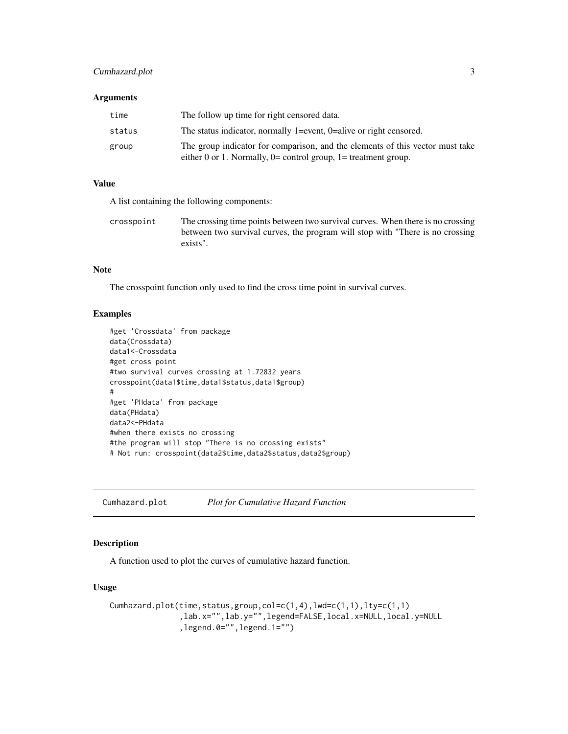### Arguments

| | |
|---|---|
| `time` | The follow up time for right censored data. |
| `status` | The status indicator, normally 1=event, 0=alive or right censored. |
| `group` | The group indicator for comparison, and the elements of this vector must take either 0 or 1. Normally, 0= control group, 1= treatment group. |

### Value

A list containing the following components:

| | |
|---|---|
| `crosspoint` | The crossing time points between two survival curves. When there is no crossing between two survival curves, the program will stop with "There is no crossing exists". |

### Note

The crosspoint function only used to find the cross time point in survival curves.

### Examples

```
#get 'Crossdata' from package
data(Crossdata)
data1<-Crossdata
#get cross point
#two survival curves crossing at 1.72832 years
crosspoint(data1$time,data1$status,data1$group)
#
#get 'PHdata' from package
data(PHdata)
data2<-PHdata
#when there exists no crossing
#the program will stop "There is no crossing exists"
# Not run: crosspoint(data2$time,data2$status,data2$group)
```

---

## Cumhazard.plot — *Plot for Cumulative Hazard Function*

### Description

A function used to plot the curves of cumulative hazard function.

### Usage

```
Cumhazard.plot(time,status,group,col=c(1,4),lwd=c(1,1),lty=c(1,1)
               ,lab.x="",lab.y="",legend=FALSE,local.x=NULL,local.y=NULL
               ,legend.0="",legend.1="")
```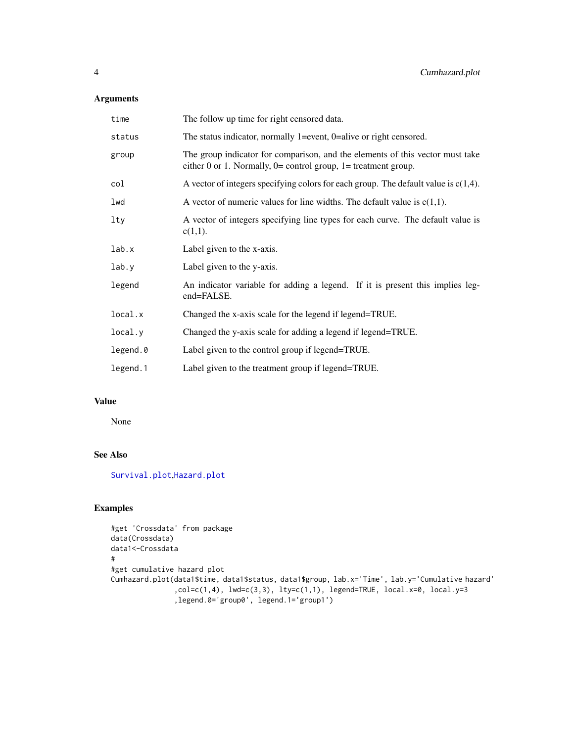## Arguments

| | |
|---|---|
| `time` | The follow up time for right censored data. |
| `status` | The status indicator, normally 1=event, 0=alive or right censored. |
| `group` | The group indicator for comparison, and the elements of this vector must take either 0 or 1. Normally, 0= control group, 1= treatment group. |
| `col` | A vector of integers specifying colors for each group. The default value is c(1,4). |
| `lwd` | A vector of numeric values for line widths. The default value is c(1,1). |
| `lty` | A vector of integers specifying line types for each curve. The default value is c(1,1). |
| `lab.x` | Label given to the x-axis. |
| `lab.y` | Label given to the y-axis. |
| `legend` | An indicator variable for adding a legend. If it is present this implies legend=FALSE. |
| `local.x` | Changed the x-axis scale for the legend if legend=TRUE. |
| `local.y` | Changed the y-axis scale for adding a legend if legend=TRUE. |
| `legend.0` | Label given to the control group if legend=TRUE. |
| `legend.1` | Label given to the treatment group if legend=TRUE. |

## Value

None

## See Also

`Survival.plot`,`Hazard.plot`

## Examples

```
#get 'Crossdata' from package
data(Crossdata)
data1<-Crossdata
#
#get cumulative hazard plot
Cumhazard.plot(data1$time, data1$status, data1$group, lab.x='Time', lab.y='Cumulative hazard'
               ,col=c(1,4), lwd=c(3,3), lty=c(1,1), legend=TRUE, local.x=0, local.y=3
               ,legend.0='group0', legend.1='group1')
```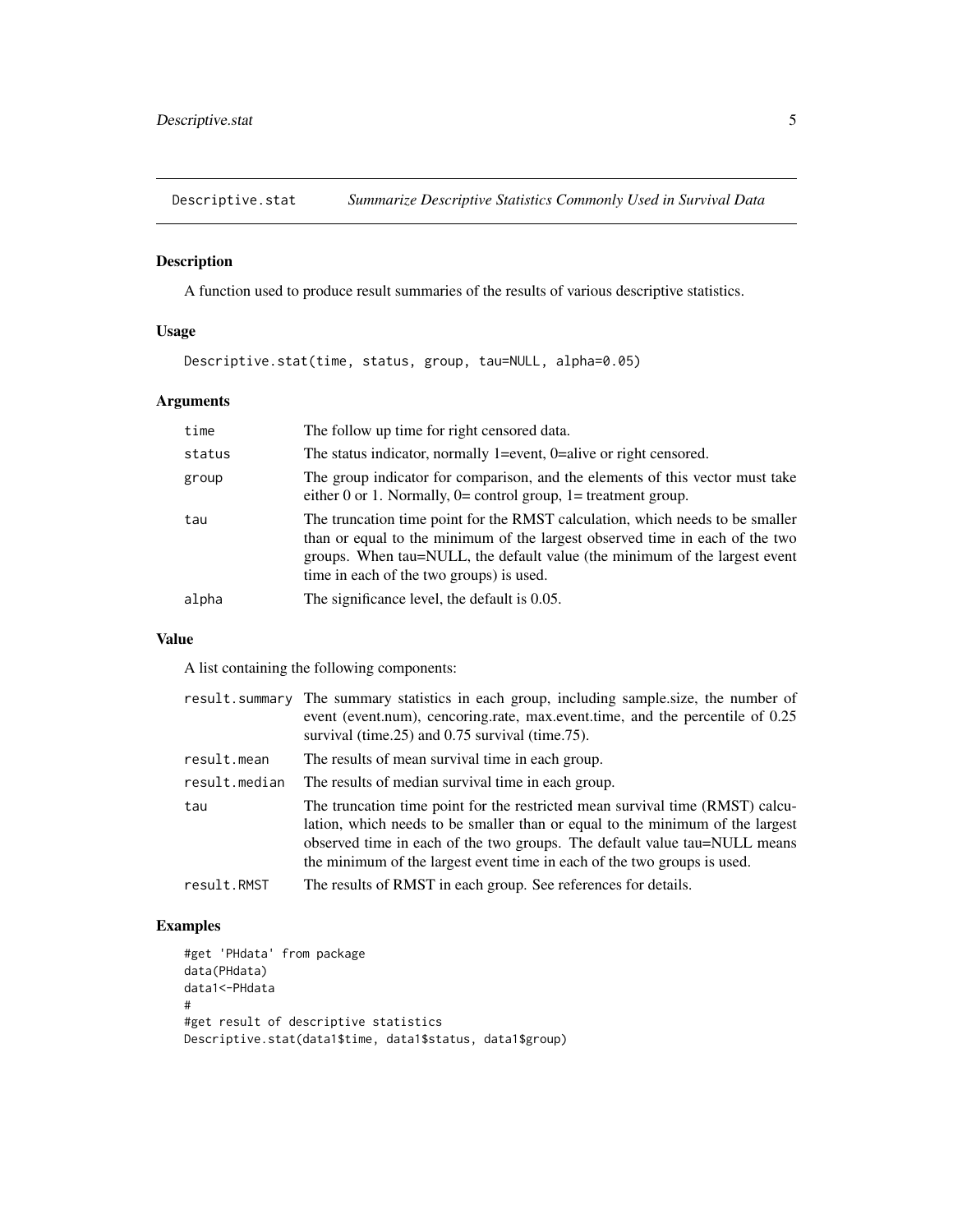## Descriptive.stat — *Summarize Descriptive Statistics Commonly Used in Survival Data*

### Description

A function used to produce result summaries of the results of various descriptive statistics.

### Usage

```
Descriptive.stat(time, status, group, tau=NULL, alpha=0.05)
```

### Arguments

| | |
|---|---|
| `time` | The follow up time for right censored data. |
| `status` | The status indicator, normally 1=event, 0=alive or right censored. |
| `group` | The group indicator for comparison, and the elements of this vector must take either 0 or 1. Normally, 0= control group, 1= treatment group. |
| `tau` | The truncation time point for the RMST calculation, which needs to be smaller than or equal to the minimum of the largest observed time in each of the two groups. When tau=NULL, the default value (the minimum of the largest event time in each of the two groups) is used. |
| `alpha` | The significance level, the default is 0.05. |

### Value

A list containing the following components:

| | |
|---|---|
| `result.summary` | The summary statistics in each group, including sample.size, the number of event (event.num), cencoring.rate, max.event.time, and the percentile of 0.25 survival (time.25) and 0.75 survival (time.75). |
| `result.mean` | The results of mean survival time in each group. |
| `result.median` | The results of median survival time in each group. |
| `tau` | The truncation time point for the restricted mean survival time (RMST) calculation, which needs to be smaller than or equal to the minimum of the largest observed time in each of the two groups. The default value tau=NULL means the minimum of the largest event time in each of the two groups is used. |
| `result.RMST` | The results of RMST in each group. See references for details. |

### Examples

```
#get 'PHdata' from package
data(PHdata)
data1<-PHdata
#
#get result of descriptive statistics
Descriptive.stat(data1$time, data1$status, data1$group)
```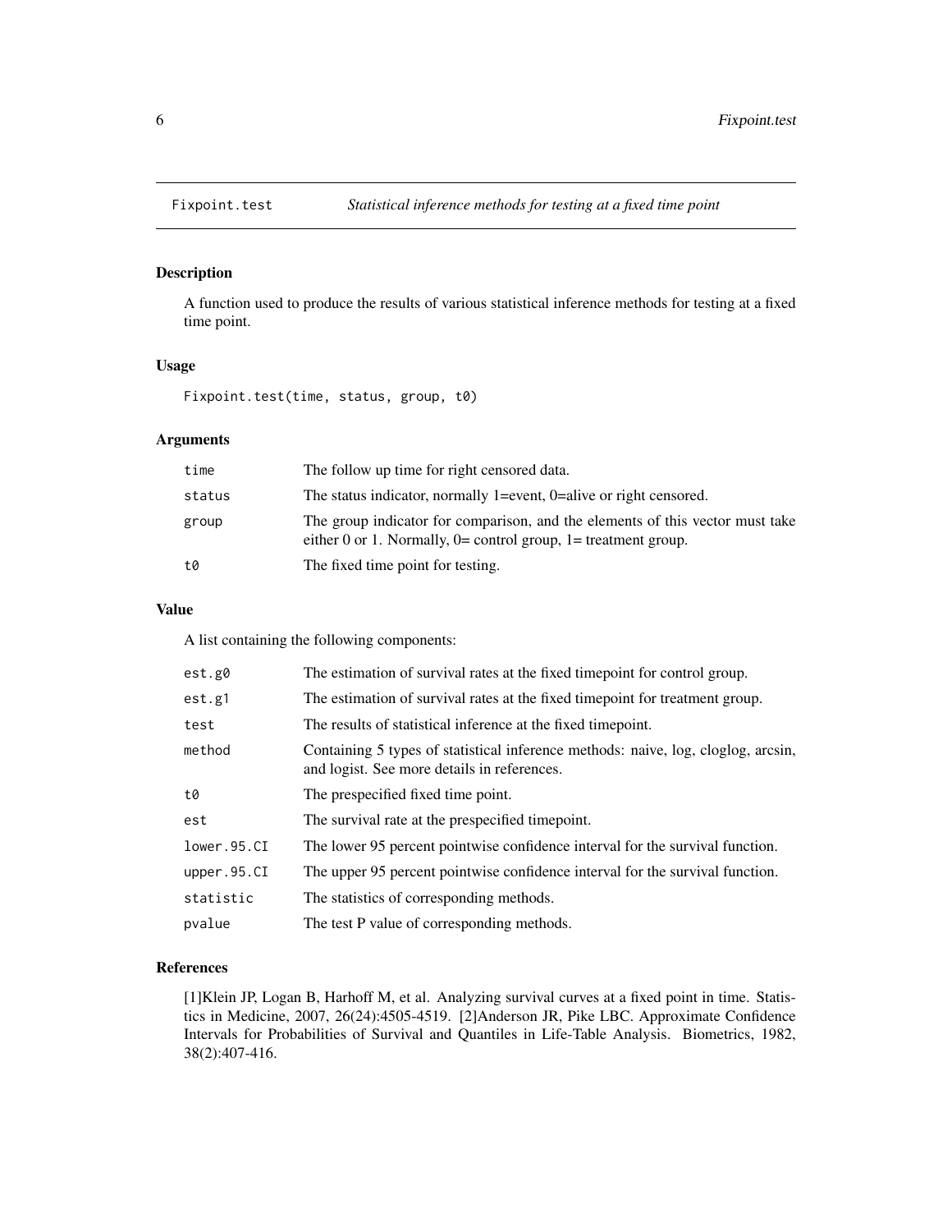## Fixpoint.test — *Statistical inference methods for testing at a fixed time point*

### Description

A function used to produce the results of various statistical inference methods for testing at a fixed time point.

### Usage

```
Fixpoint.test(time, status, group, t0)
```

### Arguments

| | |
|---|---|
| time | The follow up time for right censored data. |
| status | The status indicator, normally 1=event, 0=alive or right censored. |
| group | The group indicator for comparison, and the elements of this vector must take either 0 or 1. Normally, 0= control group, 1= treatment group. |
| t0 | The fixed time point for testing. |

### Value

A list containing the following components:

| | |
|---|---|
| est.g0 | The estimation of survival rates at the fixed timepoint for control group. |
| est.g1 | The estimation of survival rates at the fixed timepoint for treatment group. |
| test | The results of statistical inference at the fixed timepoint. |
| method | Containing 5 types of statistical inference methods: naive, log, cloglog, arcsin, and logist. See more details in references. |
| t0 | The prespecified fixed time point. |
| est | The survival rate at the prespecified timepoint. |
| lower.95.CI | The lower 95 percent pointwise confidence interval for the survival function. |
| upper.95.CI | The upper 95 percent pointwise confidence interval for the survival function. |
| statistic | The statistics of corresponding methods. |
| pvalue | The test P value of corresponding methods. |

### References

[1]Klein JP, Logan B, Harhoff M, et al. Analyzing survival curves at a fixed point in time. Statistics in Medicine, 2007, 26(24):4505-4519. [2]Anderson JR, Pike LBC. Approximate Confidence Intervals for Probabilities of Survival and Quantiles in Life-Table Analysis. Biometrics, 1982, 38(2):407-416.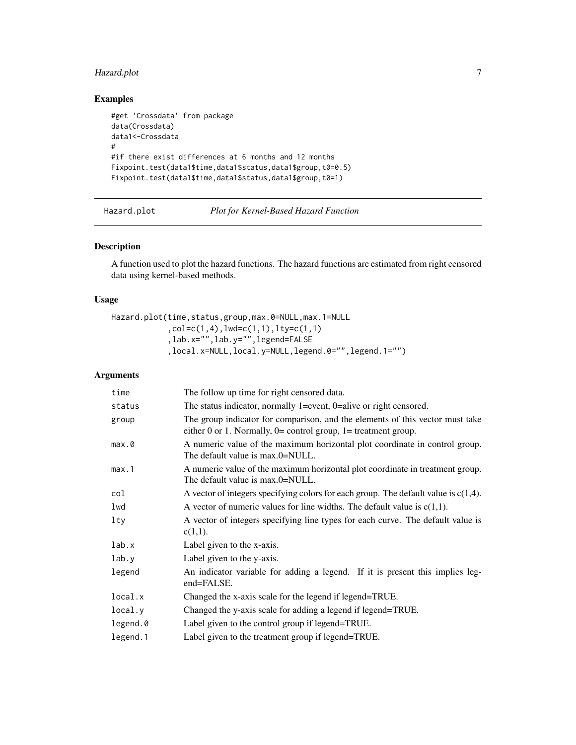## Examples

```
#get 'Crossdata' from package
data(Crossdata)
data1<-Crossdata
#
#if there exist differences at 6 months and 12 months
Fixpoint.test(data1$time,data1$status,data1$group,t0=0.5)
Fixpoint.test(data1$time,data1$status,data1$group,t0=1)
```

---

# Hazard.plot *Plot for Kernel-Based Hazard Function*

---

## Description

A function used to plot the hazard functions. The hazard functions are estimated from right censored data using kernel-based methods.

## Usage

```
Hazard.plot(time,status,group,max.0=NULL,max.1=NULL
           ,col=c(1,4),lwd=c(1,1),lty=c(1,1)
           ,lab.x="",lab.y="",legend=FALSE
           ,local.x=NULL,local.y=NULL,legend.0="",legend.1="")
```

## Arguments

| | |
|---|---|
| `time` | The follow up time for right censored data. |
| `status` | The status indicator, normally 1=event, 0=alive or right censored. |
| `group` | The group indicator for comparison, and the elements of this vector must take either 0 or 1. Normally, 0= control group, 1= treatment group. |
| `max.0` | A numeric value of the maximum horizontal plot coordinate in control group. The default value is max.0=NULL. |
| `max.1` | A numeric value of the maximum horizontal plot coordinate in treatment group. The default value is max.0=NULL. |
| `col` | A vector of integers specifying colors for each group. The default value is c(1,4). |
| `lwd` | A vector of numeric values for line widths. The default value is c(1,1). |
| `lty` | A vector of integers specifying line types for each curve. The default value is c(1,1). |
| `lab.x` | Label given to the x-axis. |
| `lab.y` | Label given to the y-axis. |
| `legend` | An indicator variable for adding a legend. If it is present this implies legend=FALSE. |
| `local.x` | Changed the x-axis scale for the legend if legend=TRUE. |
| `local.y` | Changed the y-axis scale for adding a legend if legend=TRUE. |
| `legend.0` | Label given to the control group if legend=TRUE. |
| `legend.1` | Label given to the treatment group if legend=TRUE. |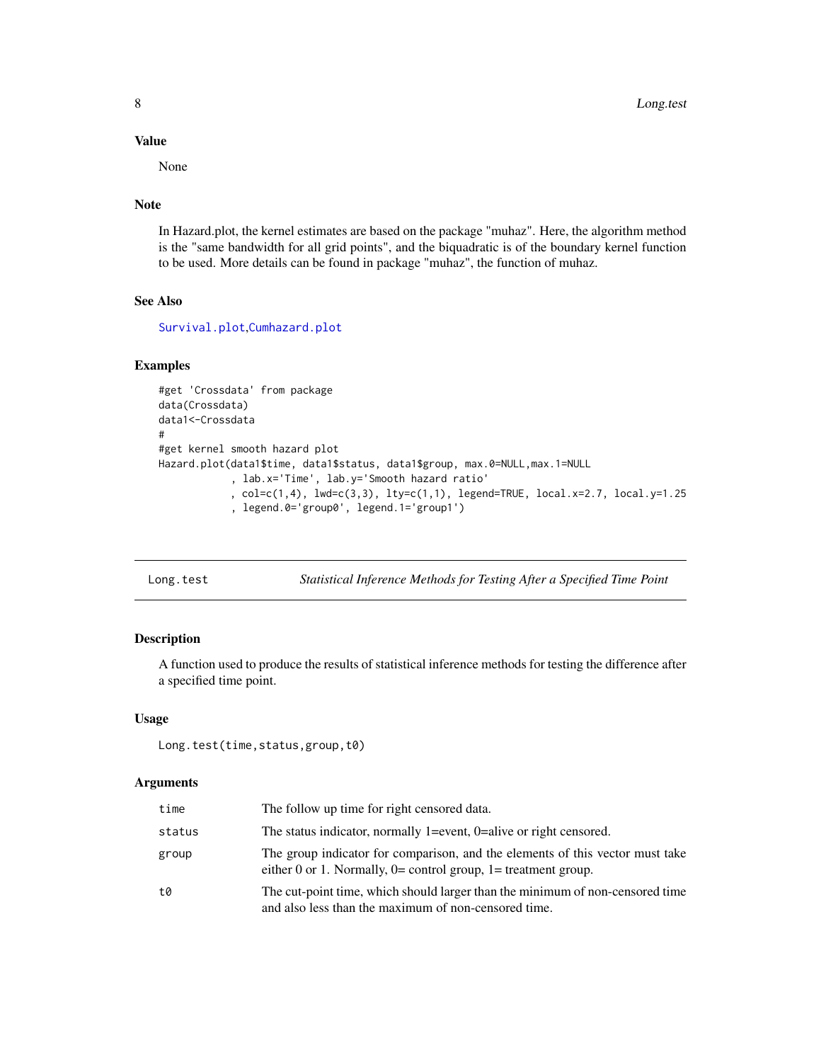### Value

None

### Note

In Hazard.plot, the kernel estimates are based on the package "muhaz". Here, the algorithm method is the "same bandwidth for all grid points", and the biquadratic is of the boundary kernel function to be used. More details can be found in package "muhaz", the function of muhaz.

### See Also

Survival.plot,Cumhazard.plot

### Examples

```
#get 'Crossdata' from package
data(Crossdata)
data1<-Crossdata
#
#get kernel smooth hazard plot
Hazard.plot(data1$time, data1$status, data1$group, max.0=NULL,max.1=NULL
            , lab.x='Time', lab.y='Smooth hazard ratio'
            , col=c(1,4), lwd=c(3,3), lty=c(1,1), legend=TRUE, local.x=2.7, local.y=1.25
            , legend.0='group0', legend.1='group1')
```

---

## Long.test — *Statistical Inference Methods for Testing After a Specified Time Point*

### Description

A function used to produce the results of statistical inference methods for testing the difference after a specified time point.

### Usage

```
Long.test(time,status,group,t0)
```

### Arguments

| | |
|---|---|
| time | The follow up time for right censored data. |
| status | The status indicator, normally 1=event, 0=alive or right censored. |
| group | The group indicator for comparison, and the elements of this vector must take either 0 or 1. Normally, 0= control group, 1= treatment group. |
| t0 | The cut-point time, which should larger than the minimum of non-censored time and also less than the maximum of non-censored time. |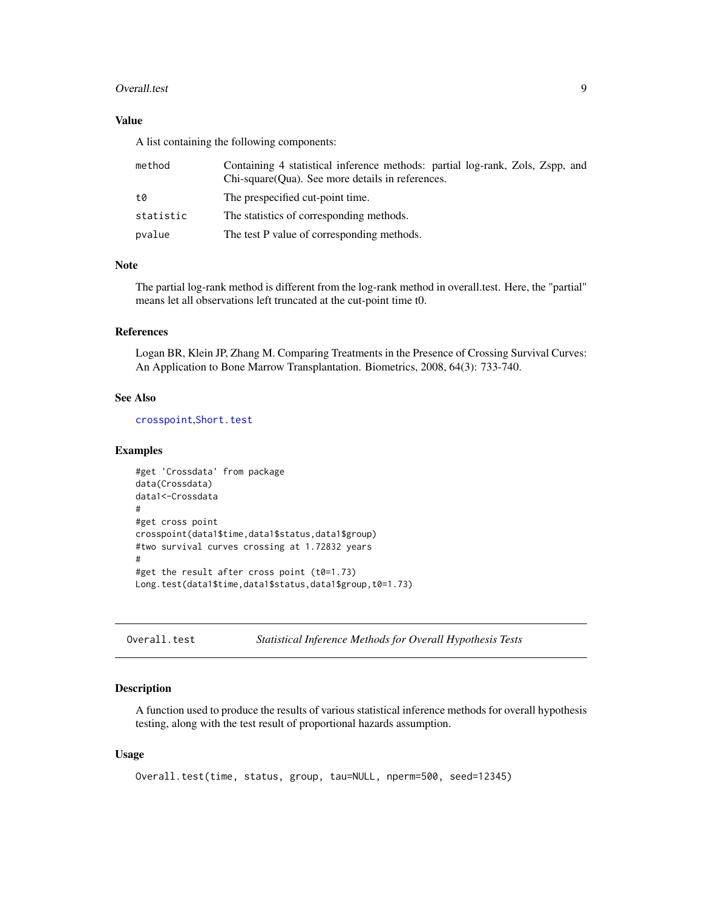### Value

A list containing the following components:

| | |
|---|---|
| method | Containing 4 statistical inference methods: partial log-rank, Zols, Zspp, and Chi-square(Qua). See more details in references. |
| t0 | The prespecified cut-point time. |
| statistic | The statistics of corresponding methods. |
| pvalue | The test P value of corresponding methods. |

### Note

The partial log-rank method is different from the log-rank method in overall.test. Here, the "partial" means let all observations left truncated at the cut-point time t0.

### References

Logan BR, Klein JP, Zhang M. Comparing Treatments in the Presence of Crossing Survival Curves: An Application to Bone Marrow Transplantation. Biometrics, 2008, 64(3): 733-740.

### See Also

crosspoint,Short.test

### Examples

```
#get 'Crossdata' from package
data(Crossdata)
data1<-Crossdata
#
#get cross point
crosspoint(data1$time,data1$status,data1$group)
#two survival curves crossing at 1.72832 years
#
#get the result after cross point (t0=1.73)
Long.test(data1$time,data1$status,data1$group,t0=1.73)
```

---

## Overall.test &nbsp;&nbsp;&nbsp; *Statistical Inference Methods for Overall Hypothesis Tests*

### Description

A function used to produce the results of various statistical inference methods for overall hypothesis testing, along with the test result of proportional hazards assumption.

### Usage

```
Overall.test(time, status, group, tau=NULL, nperm=500, seed=12345)
```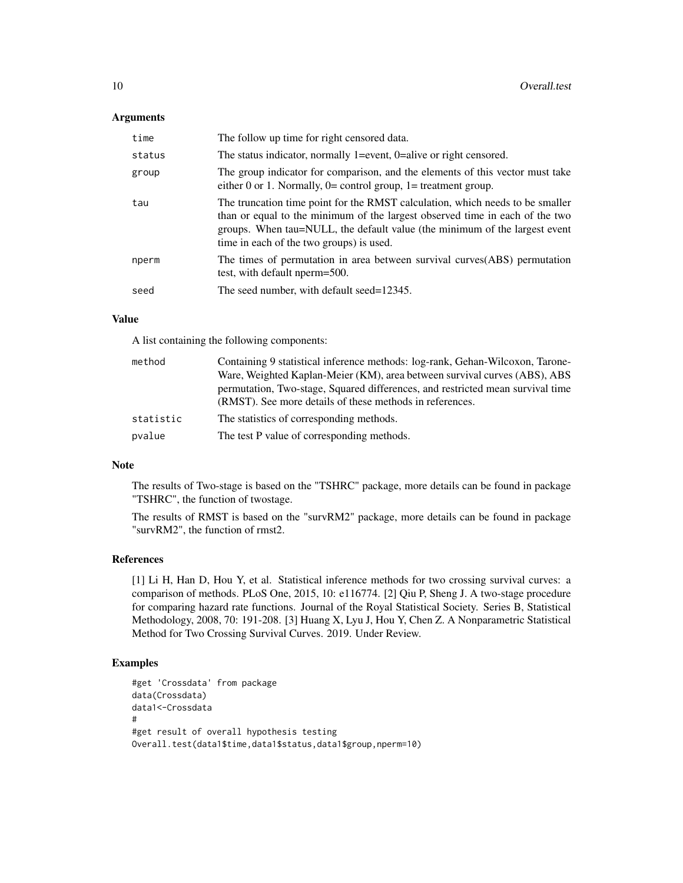### Arguments

| | |
|---|---|
| time | The follow up time for right censored data. |
| status | The status indicator, normally 1=event, 0=alive or right censored. |
| group | The group indicator for comparison, and the elements of this vector must take either 0 or 1. Normally, 0= control group, 1= treatment group. |
| tau | The truncation time point for the RMST calculation, which needs to be smaller than or equal to the minimum of the largest observed time in each of the two groups. When tau=NULL, the default value (the minimum of the largest event time in each of the two groups) is used. |
| nperm | The times of permutation in area between survival curves(ABS) permutation test, with default nperm=500. |
| seed | The seed number, with default seed=12345. |

### Value

A list containing the following components:

| | |
|---|---|
| method | Containing 9 statistical inference methods: log-rank, Gehan-Wilcoxon, Tarone-Ware, Weighted Kaplan-Meier (KM), area between survival curves (ABS), ABS permutation, Two-stage, Squared differences, and restricted mean survival time (RMST). See more details of these methods in references. |
| statistic | The statistics of corresponding methods. |
| pvalue | The test P value of corresponding methods. |

### Note

The results of Two-stage is based on the "TSHRC" package, more details can be found in package "TSHRC", the function of twostage.

The results of RMST is based on the "survRM2" package, more details can be found in package "survRM2", the function of rmst2.

### References

[1] Li H, Han D, Hou Y, et al. Statistical inference methods for two crossing survival curves: a comparison of methods. PLoS One, 2015, 10: e116774. [2] Qiu P, Sheng J. A two-stage procedure for comparing hazard rate functions. Journal of the Royal Statistical Society. Series B, Statistical Methodology, 2008, 70: 191-208. [3] Huang X, Lyu J, Hou Y, Chen Z. A Nonparametric Statistical Method for Two Crossing Survival Curves. 2019. Under Review.

### Examples

```
#get 'Crossdata' from package
data(Crossdata)
data1<-Crossdata
#
#get result of overall hypothesis testing
Overall.test(data1$time,data1$status,data1$group,nperm=10)
```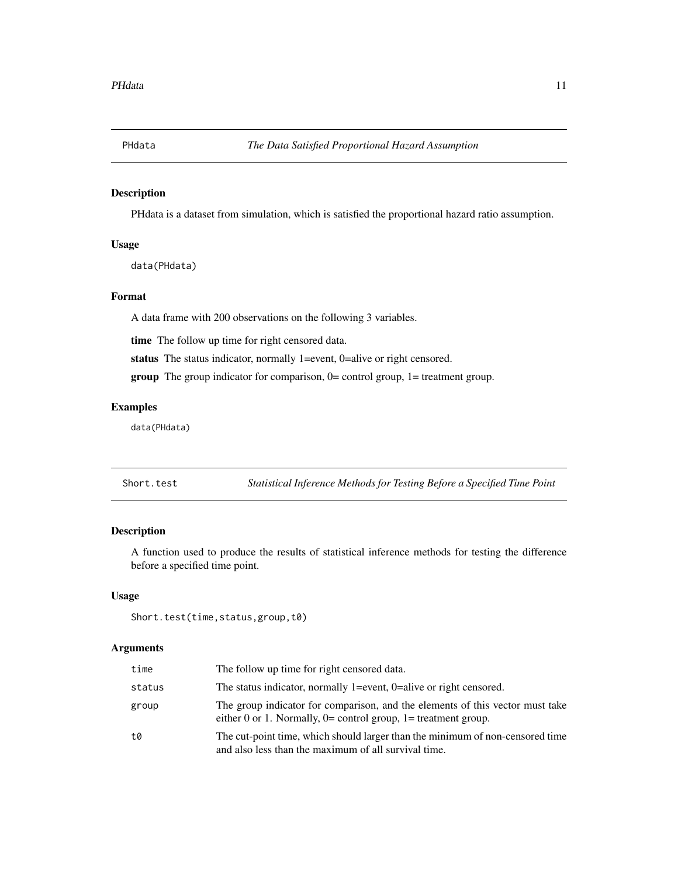## PHdata — *The Data Satisfied Proportional Hazard Assumption*

### Description

PHdata is a dataset from simulation, which is satisfied the proportional hazard ratio assumption.

### Usage

```
data(PHdata)
```

### Format

A data frame with 200 observations on the following 3 variables.

**time** The follow up time for right censored data.

**status** The status indicator, normally 1=event, 0=alive or right censored.

**group** The group indicator for comparison, 0= control group, 1= treatment group.

### Examples

```
data(PHdata)
```

## Short.test — *Statistical Inference Methods for Testing Before a Specified Time Point*

### Description

A function used to produce the results of statistical inference methods for testing the difference before a specified time point.

### Usage

```
Short.test(time,status,group,t0)
```

### Arguments

| | |
|---|---|
| time | The follow up time for right censored data. |
| status | The status indicator, normally 1=event, 0=alive or right censored. |
| group | The group indicator for comparison, and the elements of this vector must take either 0 or 1. Normally, 0= control group, 1= treatment group. |
| t0 | The cut-point time, which should larger than the minimum of non-censored time and also less than the maximum of all survival time. |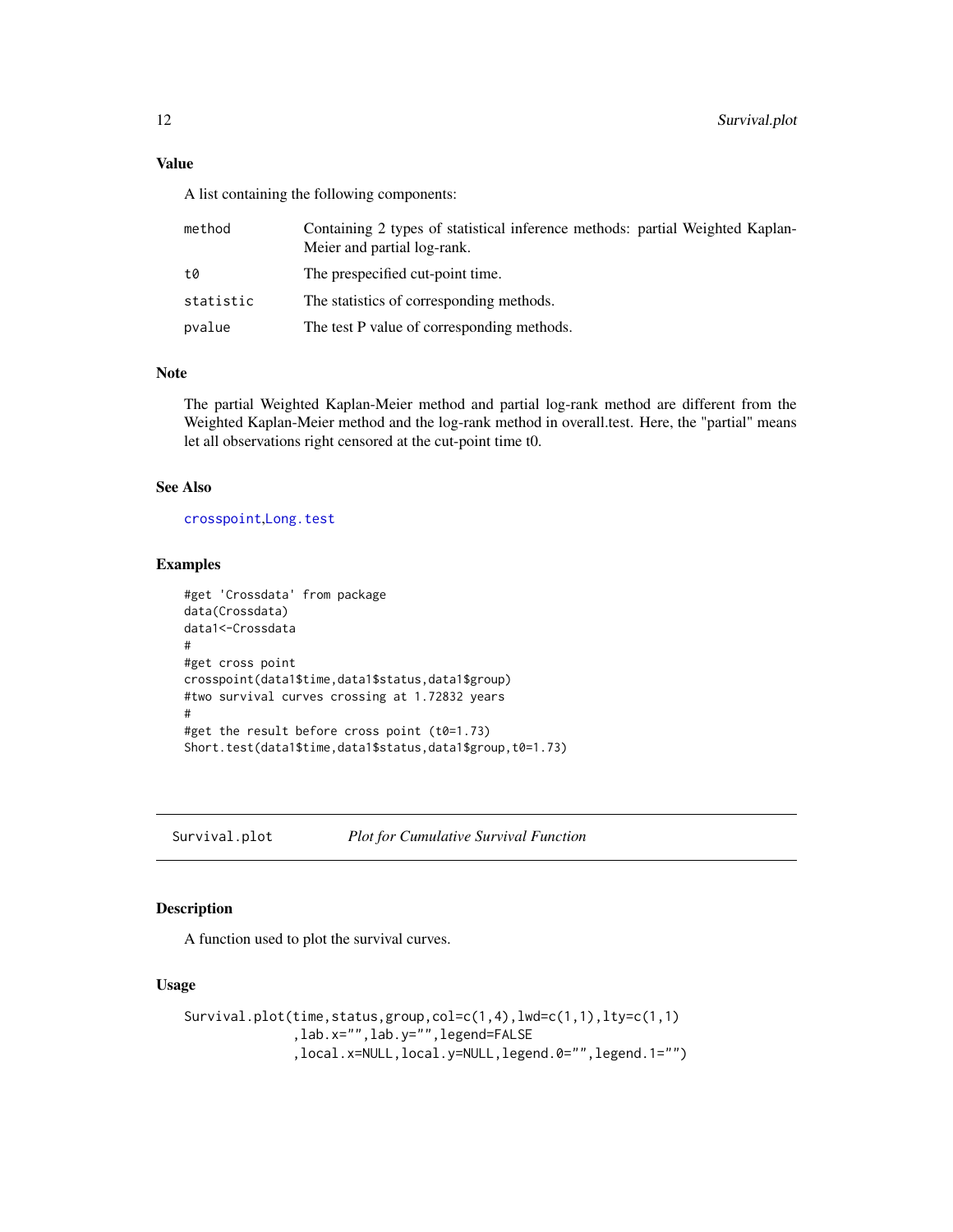### Value

A list containing the following components:

| | |
|---|---|
| method | Containing 2 types of statistical inference methods: partial Weighted Kaplan-Meier and partial log-rank. |
| t0 | The prespecified cut-point time. |
| statistic | The statistics of corresponding methods. |
| pvalue | The test P value of corresponding methods. |

### Note

The partial Weighted Kaplan-Meier method and partial log-rank method are different from the Weighted Kaplan-Meier method and the log-rank method in overall.test. Here, the "partial" means let all observations right censored at the cut-point time t0.

### See Also

crosspoint,Long.test

### Examples

```
#get 'Crossdata' from package
data(Crossdata)
data1<-Crossdata
#
#get cross point
crosspoint(data1$time,data1$status,data1$group)
#two survival curves crossing at 1.72832 years
#
#get the result before cross point (t0=1.73)
Short.test(data1$time,data1$status,data1$group,t0=1.73)
```

---

## Survival.plot &nbsp;&nbsp;&nbsp; *Plot for Cumulative Survival Function*

---

### Description

A function used to plot the survival curves.

### Usage

```
Survival.plot(time,status,group,col=c(1,4),lwd=c(1,1),lty=c(1,1)
              ,lab.x="",lab.y="",legend=FALSE
              ,local.x=NULL,local.y=NULL,legend.0="",legend.1="")
```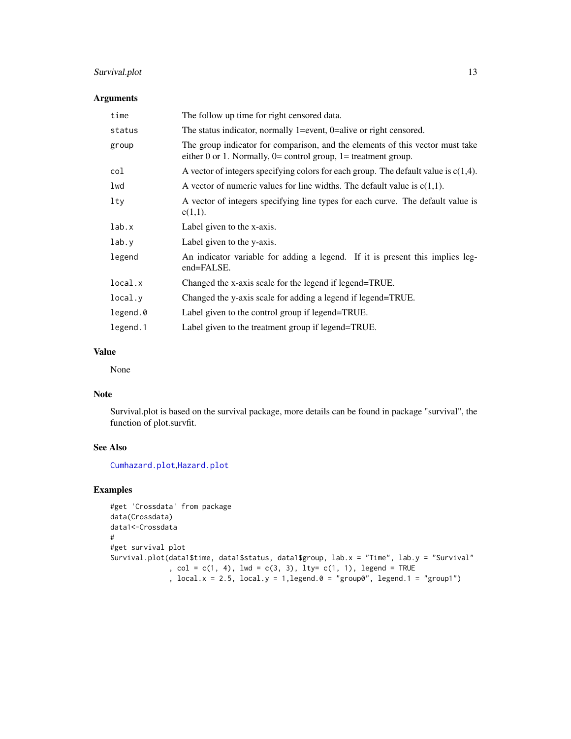## Arguments

| | |
|---|---|
| `time` | The follow up time for right censored data. |
| `status` | The status indicator, normally 1=event, 0=alive or right censored. |
| `group` | The group indicator for comparison, and the elements of this vector must take either 0 or 1. Normally, 0= control group, 1= treatment group. |
| `col` | A vector of integers specifying colors for each group. The default value is c(1,4). |
| `lwd` | A vector of numeric values for line widths. The default value is c(1,1). |
| `lty` | A vector of integers specifying line types for each curve. The default value is c(1,1). |
| `lab.x` | Label given to the x-axis. |
| `lab.y` | Label given to the y-axis. |
| `legend` | An indicator variable for adding a legend. If it is present this implies legend=FALSE. |
| `local.x` | Changed the x-axis scale for the legend if legend=TRUE. |
| `local.y` | Changed the y-axis scale for adding a legend if legend=TRUE. |
| `legend.0` | Label given to the control group if legend=TRUE. |
| `legend.1` | Label given to the treatment group if legend=TRUE. |

## Value

None

## Note

Survival.plot is based on the survival package, more details can be found in package "survival", the function of plot.survfit.

## See Also

`Cumhazard.plot`,`Hazard.plot`

## Examples

```
#get 'Crossdata' from package
data(Crossdata)
data1<-Crossdata
#
#get survival plot
Survival.plot(data1$time, data1$status, data1$group, lab.x = "Time", lab.y = "Survival"
              , col = c(1, 4), lwd = c(3, 3), lty= c(1, 1), legend = TRUE
              , local.x = 2.5, local.y = 1,legend.0 = "group0", legend.1 = "group1")
```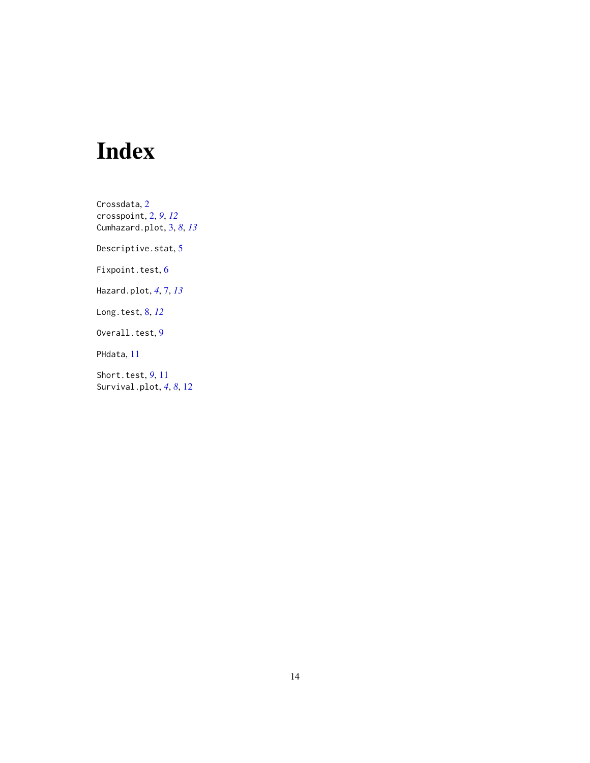# Index

Crossdata, 2
crosspoint, 2, *9*, *12*
Cumhazard.plot, 3, *8*, *13*

Descriptive.stat, 5

Fixpoint.test, 6

Hazard.plot, *4*, 7, *13*

Long.test, 8, *12*

Overall.test, 9

PHdata, 11

Short.test, *9*, 11
Survival.plot, *4*, *8*, 12